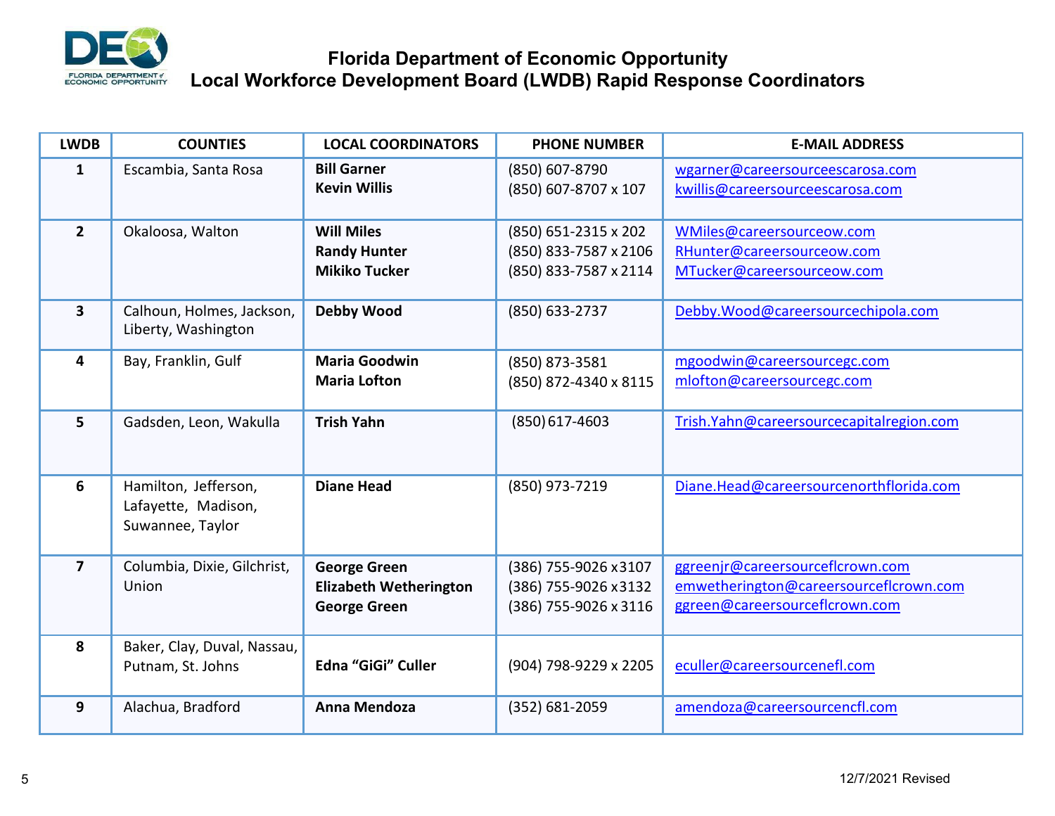# Florida Department of Economic Opportunity
## Local Workforce Development Board (LWDB) Rapid Response Coordinators

| LWDB | COUNTIES | LOCAL COORDINATORS | PHONE NUMBER | E-MAIL ADDRESS |
|---|---|---|---|---|
| 1 | Escambia, Santa Rosa | **Bill Garner**<br>**Kevin Willis** | (850) 607-8790<br>(850) 607-8707 x 107 | wgarner@careersourceescarosa.com<br>kwillis@careersourceescarosa.com |
| 2 | Okaloosa, Walton | **Will Miles**<br>**Randy Hunter**<br>**Mikiko Tucker** | (850) 651-2315 x 202<br>(850) 833-7587 x 2106<br>(850) 833-7587 x 2114 | WMiles@careersourceow.com<br>RHunter@careersourceow.com<br>MTucker@careersourceow.com |
| 3 | Calhoun, Holmes, Jackson, Liberty, Washington | **Debby Wood** | (850) 633-2737 | Debby.Wood@careersourcechipola.com |
| 4 | Bay, Franklin, Gulf | **Maria Goodwin**<br>**Maria Lofton** | (850) 873-3581<br>(850) 872-4340 x 8115 | mgoodwin@careersourcegc.com<br>mlofton@careersourcegc.com |
| 5 | Gadsden, Leon, Wakulla | **Trish Yahn** | (850) 617-4603 | Trish.Yahn@careersourcecapitalregion.com |
| 6 | Hamilton, Jefferson, Lafayette, Madison, Suwannee, Taylor | **Diane Head** | (850) 973-7219 | Diane.Head@careersourcenorthflorida.com |
| 7 | Columbia, Dixie, Gilchrist, Union | **George Green**<br>**Elizabeth Wetherington**<br>**George Green** | (386) 755-9026 x3107<br>(386) 755-9026 x3132<br>(386) 755-9026 x 3116 | ggreenjr@careersourceflcrown.com<br>emwetherington@careersourceflcrown.com<br>ggreen@careersourceflcrown.com |
| 8 | Baker, Clay, Duval, Nassau, Putnam, St. Johns | **Edna "GiGi" Culler** | (904) 798-9229 x 2205 | eculler@careersourcenefl.com |
| 9 | Alachua, Bradford | **Anna Mendoza** | (352) 681-2059 | amendoza@careersourcencfl.com |

12/7/2021 Revised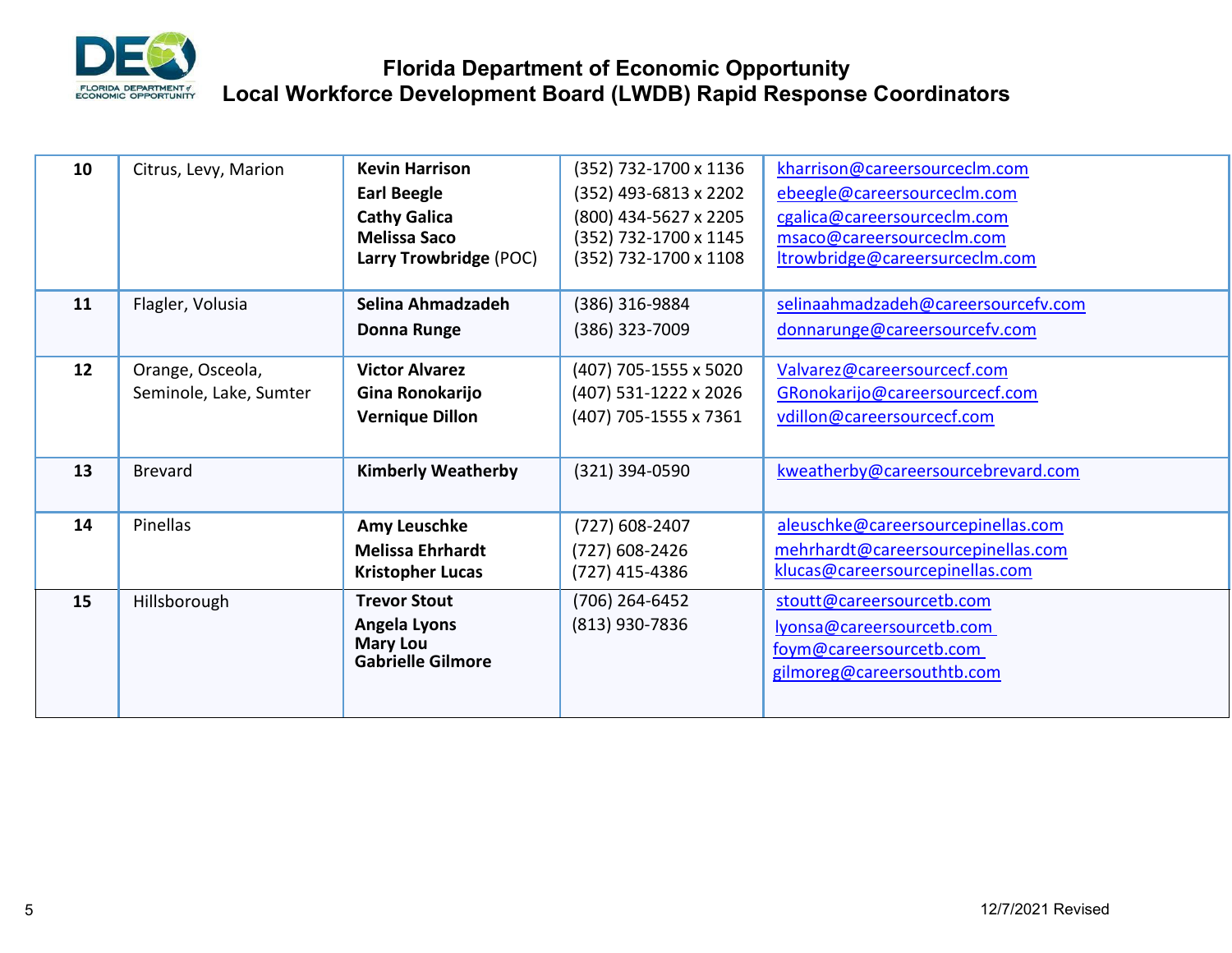# Florida Department of Economic Opportunity
## Local Workforce Development Board (LWDB) Rapid Response Coordinators

| | | | | |
|---|---|---|---|---|
| **10** | Citrus, Levy, Marion | **Kevin Harrison**<br>**Earl Beegle**<br>**Cathy Galica**<br>**Melissa Saco**<br>**Larry Trowbridge** (POC) | (352) 732-1700 x 1136<br>(352) 493-6813 x 2202<br>(800) 434-5627 x 2205<br>(352) 732-1700 x 1145<br>(352) 732-1700 x 1108 | kharrison@careersourceclm.com<br>ebeegle@careersourceclm.com<br>cgalica@careersourceclm.com<br>msaco@careersourceclm.com<br>ltrowbridge@careersurceclm.com |
| **11** | Flagler, Volusia | **Selina Ahmadzadeh**<br>**Donna Runge** | (386) 316-9884<br>(386) 323-7009 | selinaahmadzadeh@careersourcefv.com<br>donnarunge@careersourcefv.com |
| **12** | Orange, Osceola, Seminole, Lake, Sumter | **Victor Alvarez**<br>**Gina Ronokarijo**<br>**Vernique Dillon** | (407) 705-1555 x 5020<br>(407) 531-1222 x 2026<br>(407) 705-1555 x 7361 | Valvarez@careersourcecf.com<br>GRonokarijo@careersourcecf.com<br>vdillon@careersourcecf.com |
| **13** | Brevard | **Kimberly Weatherby** | (321) 394-0590 | kweatherby@careersourcebrevard.com |
| **14** | Pinellas | **Amy Leuschke**<br>**Melissa Ehrhardt**<br>**Kristopher Lucas** | (727) 608-2407<br>(727) 608-2426<br>(727) 415-4386 | aleuschke@careersourcepinellas.com<br>mehrhardt@careersourcepinellas.com<br>klucas@careersourcepinellas.com |
| **15** | Hillsborough | **Trevor Stout**<br>**Angela Lyons**<br>**Mary Lou**<br>**Gabrielle Gilmore** | (706) 264-6452<br>(813) 930-7836 | stoutt@careersourcetb.com<br>lyonsa@careersourcetb.com<br>foym@careersourcetb.com<br>gilmoreg@careersouthtb.com |

12/7/2021 Revised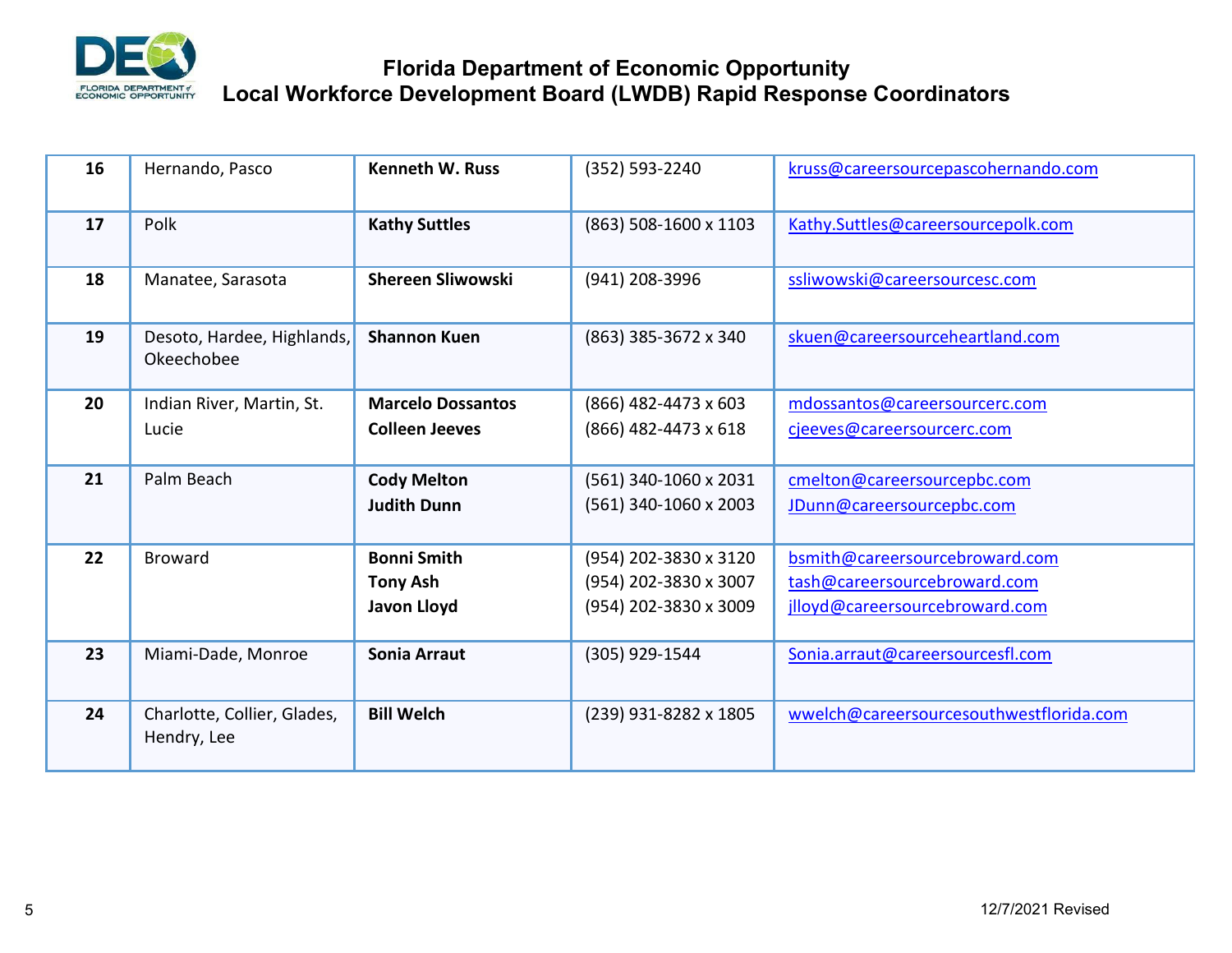# Florida Department of Economic Opportunity
## Local Workforce Development Board (LWDB) Rapid Response Coordinators

| | | | | |
|---|---|---|---|---|
| **16** | Hernando, Pasco | **Kenneth W. Russ** | (352) 593-2240 | kruss@careersourcepascohernando.com |
| **17** | Polk | **Kathy Suttles** | (863) 508-1600 x 1103 | Kathy.Suttles@careersourcepolk.com |
| **18** | Manatee, Sarasota | **Shereen Sliwowski** | (941) 208-3996 | ssliwowski@careersourcesc.com |
| **19** | Desoto, Hardee, Highlands, Okeechobee | **Shannon Kuen** | (863) 385-3672 x 340 | skuen@careersourceheartland.com |
| **20** | Indian River, Martin, St. Lucie | **Marcelo Dossantos**<br>**Colleen Jeeves** | (866) 482-4473 x 603<br>(866) 482-4473 x 618 | mdossantos@careersourcerc.com<br>cjeeves@careersourcerc.com |
| **21** | Palm Beach | **Cody Melton**<br>**Judith Dunn** | (561) 340-1060 x 2031<br>(561) 340-1060 x 2003 | cmelton@careersourcepbc.com<br>JDunn@careersourcepbc.com |
| **22** | Broward | **Bonni Smith**<br>**Tony Ash**<br>**Javon Lloyd** | (954) 202-3830 x 3120<br>(954) 202-3830 x 3007<br>(954) 202-3830 x 3009 | bsmith@careersourcebroward.com<br>tash@careersourcebroward.com<br>jlloyd@careersourcebroward.com |
| **23** | Miami-Dade, Monroe | **Sonia Arraut** | (305) 929-1544 | Sonia.arraut@careersourcesfl.com |
| **24** | Charlotte, Collier, Glades, Hendry, Lee | **Bill Welch** | (239) 931-8282 x 1805 | wwelch@careersourcesouthwestflorida.com |

12/7/2021 Revised